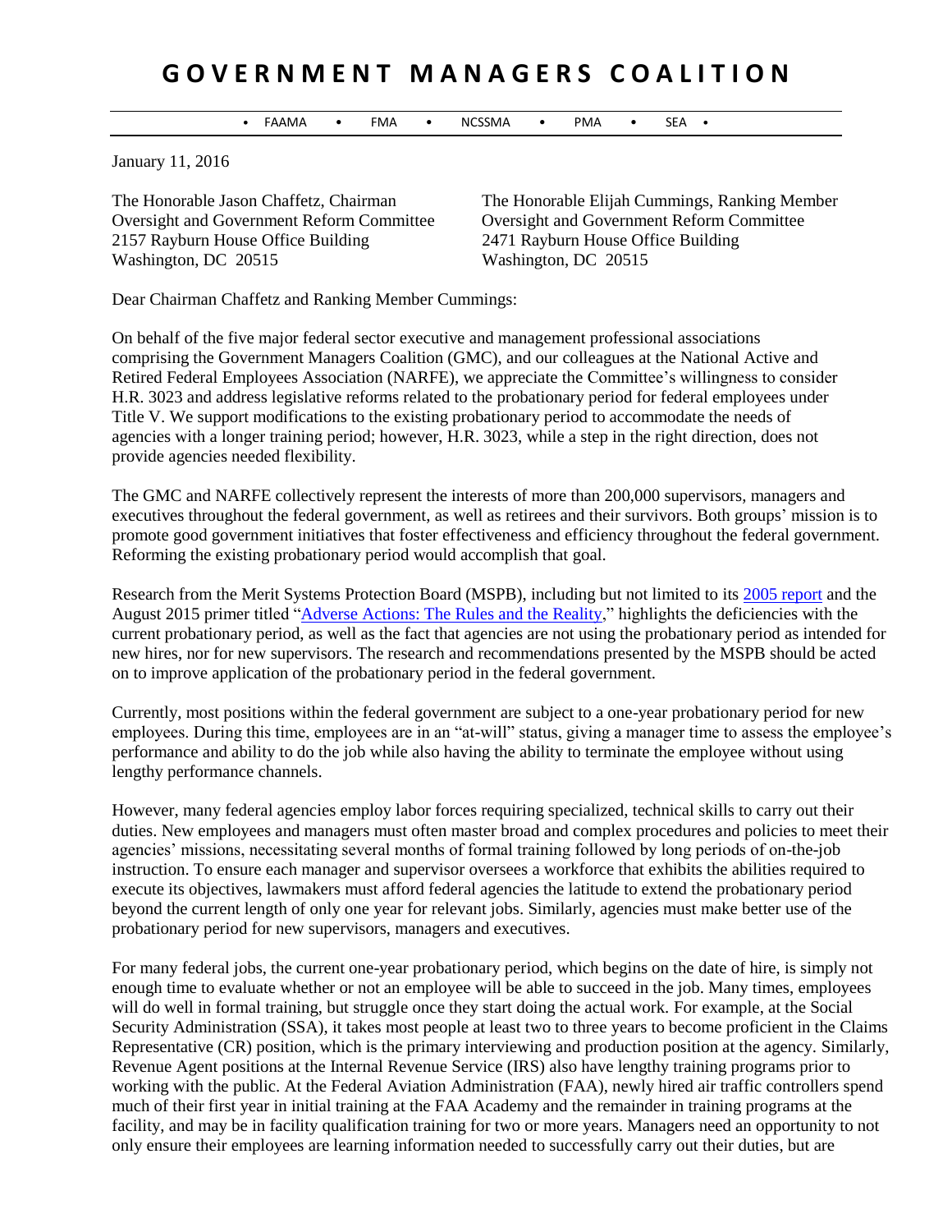# GOVERNMENT MANAGERS COALITION

• FAAMA • FMA • NCSSMA • PMA • SEA •

January 11, 2016

The Honorable Jason Chaffetz, Chairman
Oversight and Government Reform Committee
2157 Rayburn House Office Building
Washington, DC 20515

The Honorable Elijah Cummings, Ranking Member
Oversight and Government Reform Committee
2471 Rayburn House Office Building
Washington, DC 20515

Dear Chairman Chaffetz and Ranking Member Cummings:

On behalf of the five major federal sector executive and management professional associations comprising the Government Managers Coalition (GMC), and our colleagues at the National Active and Retired Federal Employees Association (NARFE), we appreciate the Committee's willingness to consider H.R. 3023 and address legislative reforms related to the probationary period for federal employees under Title V. We support modifications to the existing probationary period to accommodate the needs of agencies with a longer training period; however, H.R. 3023, while a step in the right direction, does not provide agencies needed flexibility.

The GMC and NARFE collectively represent the interests of more than 200,000 supervisors, managers and executives throughout the federal government, as well as retirees and their survivors. Both groups' mission is to promote good government initiatives that foster effectiveness and efficiency throughout the federal government. Reforming the existing probationary period would accomplish that goal.

Research from the Merit Systems Protection Board (MSPB), including but not limited to its 2005 report and the August 2015 primer titled "Adverse Actions: The Rules and the Reality," highlights the deficiencies with the current probationary period, as well as the fact that agencies are not using the probationary period as intended for new hires, nor for new supervisors. The research and recommendations presented by the MSPB should be acted on to improve application of the probationary period in the federal government.

Currently, most positions within the federal government are subject to a one-year probationary period for new employees. During this time, employees are in an "at-will" status, giving a manager time to assess the employee's performance and ability to do the job while also having the ability to terminate the employee without using lengthy performance channels.

However, many federal agencies employ labor forces requiring specialized, technical skills to carry out their duties. New employees and managers must often master broad and complex procedures and policies to meet their agencies' missions, necessitating several months of formal training followed by long periods of on-the-job instruction. To ensure each manager and supervisor oversees a workforce that exhibits the abilities required to execute its objectives, lawmakers must afford federal agencies the latitude to extend the probationary period beyond the current length of only one year for relevant jobs. Similarly, agencies must make better use of the probationary period for new supervisors, managers and executives.

For many federal jobs, the current one-year probationary period, which begins on the date of hire, is simply not enough time to evaluate whether or not an employee will be able to succeed in the job. Many times, employees will do well in formal training, but struggle once they start doing the actual work. For example, at the Social Security Administration (SSA), it takes most people at least two to three years to become proficient in the Claims Representative (CR) position, which is the primary interviewing and production position at the agency. Similarly, Revenue Agent positions at the Internal Revenue Service (IRS) also have lengthy training programs prior to working with the public. At the Federal Aviation Administration (FAA), newly hired air traffic controllers spend much of their first year in initial training at the FAA Academy and the remainder in training programs at the facility, and may be in facility qualification training for two or more years. Managers need an opportunity to not only ensure their employees are learning information needed to successfully carry out their duties, but are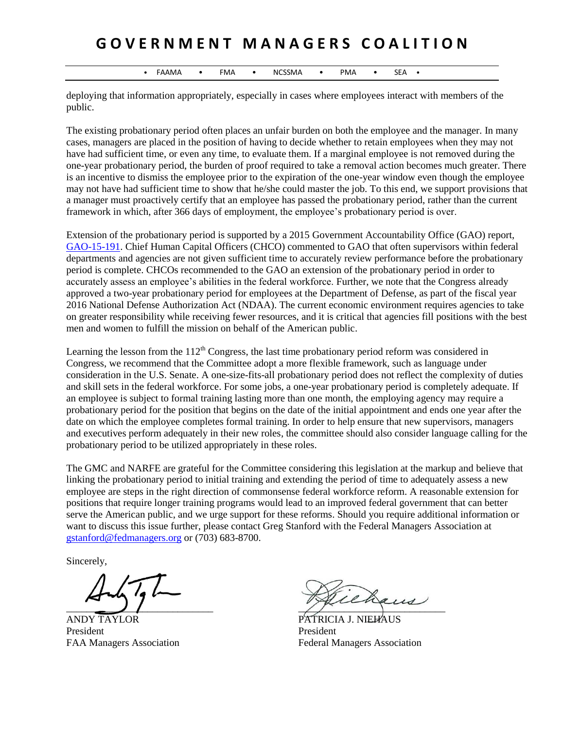deploying that information appropriately, especially in cases where employees interact with members of the public.

The existing probationary period often places an unfair burden on both the employee and the manager. In many cases, managers are placed in the position of having to decide whether to retain employees when they may not have had sufficient time, or even any time, to evaluate them. If a marginal employee is not removed during the one-year probationary period, the burden of proof required to take a removal action becomes much greater. There is an incentive to dismiss the employee prior to the expiration of the one-year window even though the employee may not have had sufficient time to show that he/she could master the job. To this end, we support provisions that a manager must proactively certify that an employee has passed the probationary period, rather than the current framework in which, after 366 days of employment, the employee's probationary period is over.

Extension of the probationary period is supported by a 2015 Government Accountability Office (GAO) report, GAO-15-191. Chief Human Capital Officers (CHCO) commented to GAO that often supervisors within federal departments and agencies are not given sufficient time to accurately review performance before the probationary period is complete. CHCOs recommended to the GAO an extension of the probationary period in order to accurately assess an employee's abilities in the federal workforce. Further, we note that the Congress already approved a two-year probationary period for employees at the Department of Defense, as part of the fiscal year 2016 National Defense Authorization Act (NDAA). The current economic environment requires agencies to take on greater responsibility while receiving fewer resources, and it is critical that agencies fill positions with the best men and women to fulfill the mission on behalf of the American public.

Learning the lesson from the 112th Congress, the last time probationary period reform was considered in Congress, we recommend that the Committee adopt a more flexible framework, such as language under consideration in the U.S. Senate. A one-size-fits-all probationary period does not reflect the complexity of duties and skill sets in the federal workforce. For some jobs, a one-year probationary period is completely adequate. If an employee is subject to formal training lasting more than one month, the employing agency may require a probationary period for the position that begins on the date of the initial appointment and ends one year after the date on which the employee completes formal training. In order to help ensure that new supervisors, managers and executives perform adequately in their new roles, the committee should also consider language calling for the probationary period to be utilized appropriately in these roles.

The GMC and NARFE are grateful for the Committee considering this legislation at the markup and believe that linking the probationary period to initial training and extending the period of time to adequately assess a new employee are steps in the right direction of commonsense federal workforce reform. A reasonable extension for positions that require longer training programs would lead to an improved federal government that can better serve the American public, and we urge support for these reforms. Should you require additional information or want to discuss this issue further, please contact Greg Stanford with the Federal Managers Association at gstanford@fedmanagers.org or (703) 683-8700.

Sincerely,

ANDY TAYLOR
President
FAA Managers Association

PATRICIA J. NIEHAUS
President
Federal Managers Association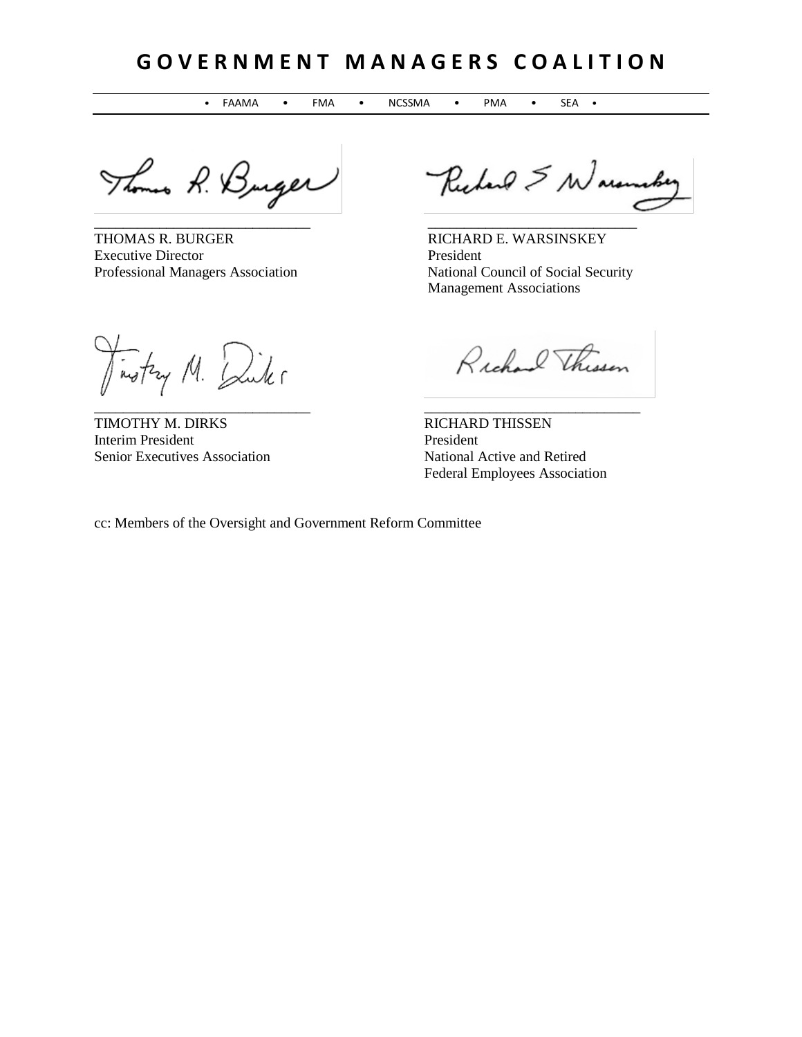# GOVERNMENT MANAGERS COALITION

• FAAMA • FMA • NCSSMA • PMA • SEA •

THOMAS R. BURGER
Executive Director
Professional Managers Association

RICHARD E. WARSINSKEY
President
National Council of Social Security Management Associations

TIMOTHY M. DIRKS
Interim President
Senior Executives Association

RICHARD THISSEN
President
National Active and Retired Federal Employees Association

cc: Members of the Oversight and Government Reform Committee